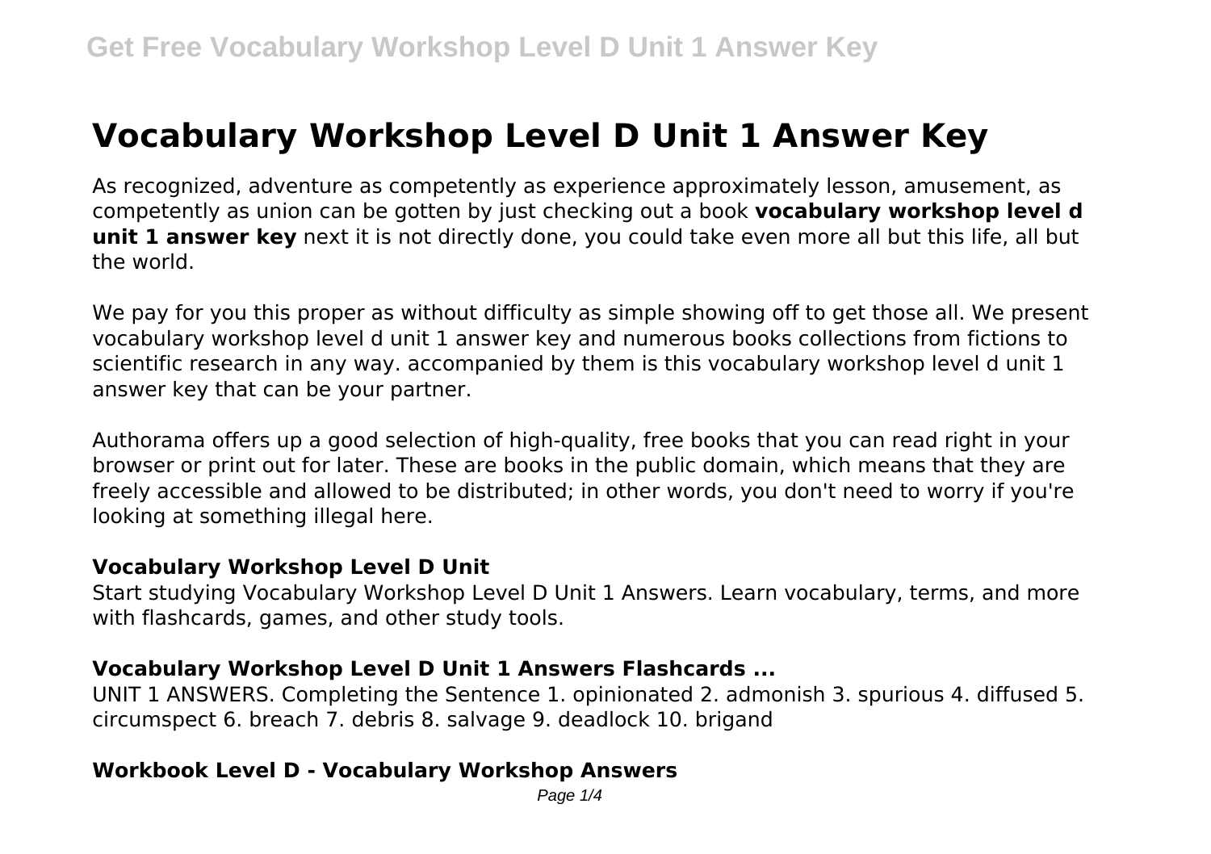# Vocabulary Workshop Level D Unit 1 Answer Key

As recognized, adventure as competently as experience approximately lesson, amusement, as competently as union can be gotten by just checking out a book **vocabulary workshop level d unit 1 answer key** next it is not directly done, you could take even more all but this life, all but the world.

We pay for you this proper as without difficulty as simple showing off to get those all. We present vocabulary workshop level d unit 1 answer key and numerous books collections from fictions to scientific research in any way. accompanied by them is this vocabulary workshop level d unit 1 answer key that can be your partner.

Authorama offers up a good selection of high-quality, free books that you can read right in your browser or print out for later. These are books in the public domain, which means that they are freely accessible and allowed to be distributed; in other words, you don't need to worry if you're looking at something illegal here.

### Vocabulary Workshop Level D Unit

Start studying Vocabulary Workshop Level D Unit 1 Answers. Learn vocabulary, terms, and more with flashcards, games, and other study tools.

### Vocabulary Workshop Level D Unit 1 Answers Flashcards ...

UNIT 1 ANSWERS. Completing the Sentence 1. opinionated 2. admonish 3. spurious 4. diffused 5. circumspect 6. breach 7. debris 8. salvage 9. deadlock 10. brigand

### Workbook Level D - Vocabulary Workshop Answers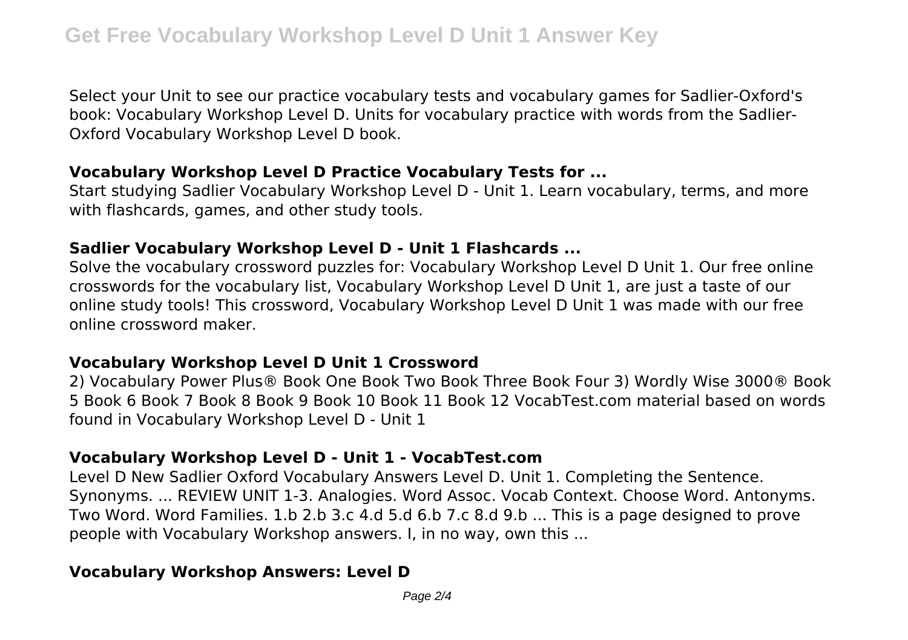Select your Unit to see our practice vocabulary tests and vocabulary games for Sadlier-Oxford's book: Vocabulary Workshop Level D. Units for vocabulary practice with words from the Sadlier-Oxford Vocabulary Workshop Level D book.

### **Vocabulary Workshop Level D Practice Vocabulary Tests for ...**

Start studying Sadlier Vocabulary Workshop Level D - Unit 1. Learn vocabulary, terms, and more with flashcards, games, and other study tools.

### **Sadlier Vocabulary Workshop Level D - Unit 1 Flashcards ...**

Solve the vocabulary crossword puzzles for: Vocabulary Workshop Level D Unit 1. Our free online crosswords for the vocabulary list, Vocabulary Workshop Level D Unit 1, are just a taste of our online study tools! This crossword, Vocabulary Workshop Level D Unit 1 was made with our free online crossword maker.

### **Vocabulary Workshop Level D Unit 1 Crossword**

2) Vocabulary Power Plus® Book One Book Two Book Three Book Four 3) Wordly Wise 3000® Book 5 Book 6 Book 7 Book 8 Book 9 Book 10 Book 11 Book 12 VocabTest.com material based on words found in Vocabulary Workshop Level D - Unit 1

### **Vocabulary Workshop Level D - Unit 1 - VocabTest.com**

Level D New Sadlier Oxford Vocabulary Answers Level D. Unit 1. Completing the Sentence. Synonyms. ... REVIEW UNIT 1-3. Analogies. Word Assoc. Vocab Context. Choose Word. Antonyms. Two Word. Word Families. 1.b 2.b 3.c 4.d 5.d 6.b 7.c 8.d 9.b ... This is a page designed to prove people with Vocabulary Workshop answers. I, in no way, own this ...

### **Vocabulary Workshop Answers: Level D**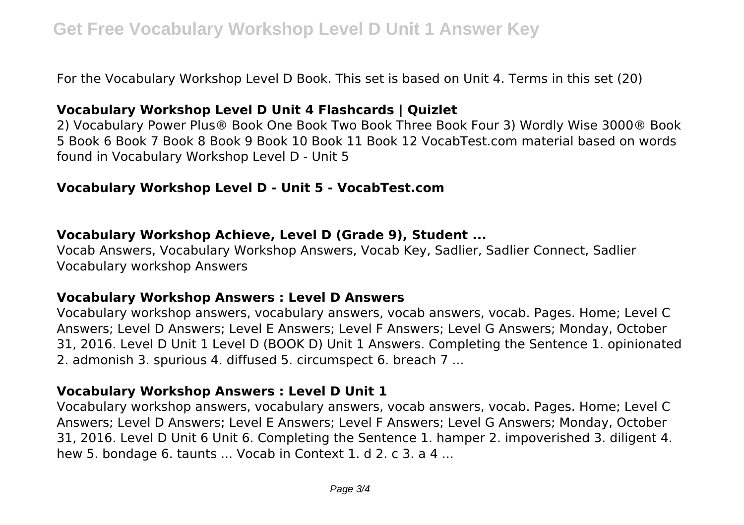For the Vocabulary Workshop Level D Book. This set is based on Unit 4. Terms in this set (20)

### Vocabulary Workshop Level D Unit 4 Flashcards | Quizlet

2) Vocabulary Power Plus® Book One Book Two Book Three Book Four 3) Wordly Wise 3000® Book 5 Book 6 Book 7 Book 8 Book 9 Book 10 Book 11 Book 12 VocabTest.com material based on words found in Vocabulary Workshop Level D - Unit 5

### Vocabulary Workshop Level D - Unit 5 - VocabTest.com

### Vocabulary Workshop Achieve, Level D (Grade 9), Student ...

Vocab Answers, Vocabulary Workshop Answers, Vocab Key, Sadlier, Sadlier Connect, Sadlier Vocabulary workshop Answers

### Vocabulary Workshop Answers : Level D Answers

Vocabulary workshop answers, vocabulary answers, vocab answers, vocab. Pages. Home; Level C Answers; Level D Answers; Level E Answers; Level F Answers; Level G Answers; Monday, October 31, 2016. Level D Unit 1 Level D (BOOK D) Unit 1 Answers. Completing the Sentence 1. opinionated 2. admonish 3. spurious 4. diffused 5. circumspect 6. breach 7 ...

### Vocabulary Workshop Answers : Level D Unit 1

Vocabulary workshop answers, vocabulary answers, vocab answers, vocab. Pages. Home; Level C Answers; Level D Answers; Level E Answers; Level F Answers; Level G Answers; Monday, October 31, 2016. Level D Unit 6 Unit 6. Completing the Sentence 1. hamper 2. impoverished 3. diligent 4. hew 5. bondage 6. taunts ... Vocab in Context 1. d 2. c 3. a 4 ...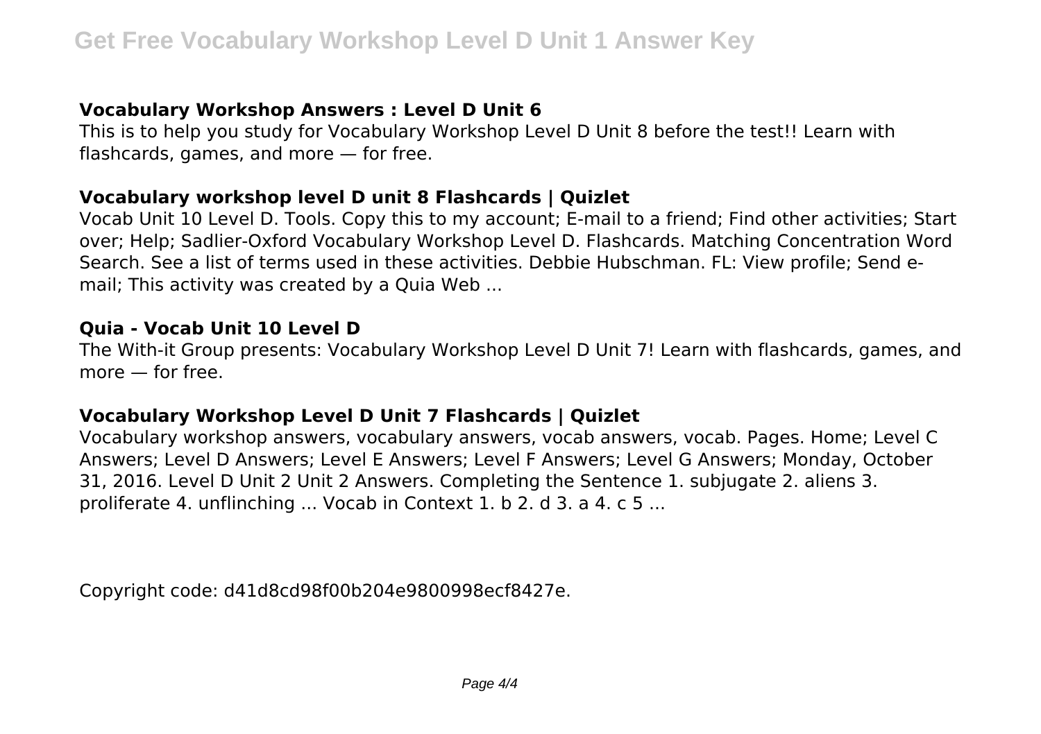### Vocabulary Workshop Answers : Level D Unit 6

This is to help you study for Vocabulary Workshop Level D Unit 8 before the test!! Learn with flashcards, games, and more — for free.

### Vocabulary workshop level D unit 8 Flashcards | Quizlet

Vocab Unit 10 Level D. Tools. Copy this to my account; E-mail to a friend; Find other activities; Start over; Help; Sadlier-Oxford Vocabulary Workshop Level D. Flashcards. Matching Concentration Word Search. See a list of terms used in these activities. Debbie Hubschman. FL: View profile; Send e-mail; This activity was created by a Quia Web ...

### Quia - Vocab Unit 10 Level D

The With-it Group presents: Vocabulary Workshop Level D Unit 7! Learn with flashcards, games, and more — for free.

### Vocabulary Workshop Level D Unit 7 Flashcards | Quizlet

Vocabulary workshop answers, vocabulary answers, vocab answers, vocab. Pages. Home; Level C Answers; Level D Answers; Level E Answers; Level F Answers; Level G Answers; Monday, October 31, 2016. Level D Unit 2 Unit 2 Answers. Completing the Sentence 1. subjugate 2. aliens 3. proliferate 4. unflinching ... Vocab in Context 1. b 2. d 3. a 4. c 5 ...

Copyright code: d41d8cd98f00b204e9800998ecf8427e.